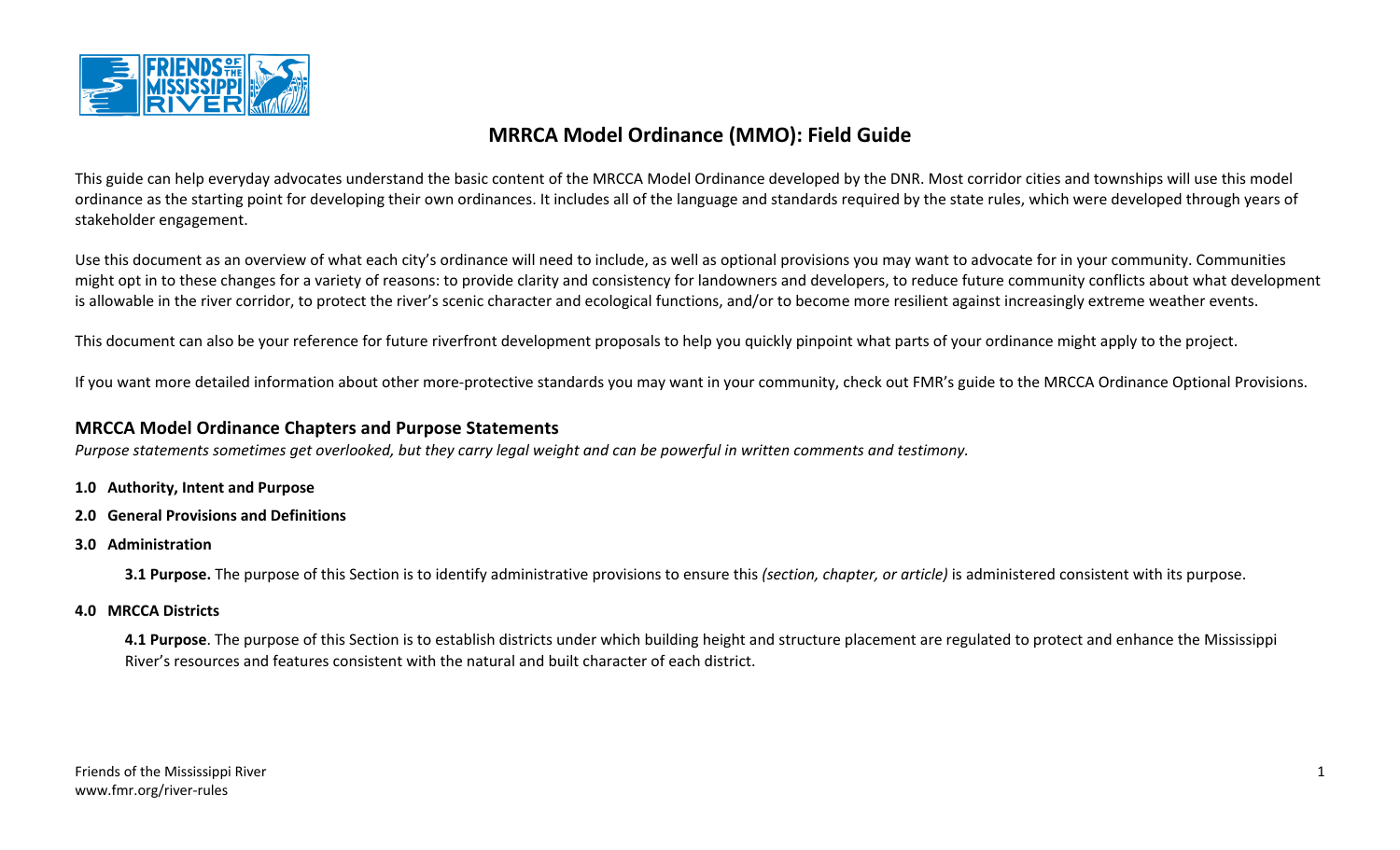# MRRCA Model Ordinance (MMO): Field Guide

This guide can help everyday advocates understand the basic content of the MRCCA Model Ordinance developed by the DNR. Most corridor cities and townships will use this model ordinance as the starting point for developing their own ordinances. It includes all of the language and standards required by the state rules, which were developed through years of stakeholder engagement.

Use this document as an overview of what each city's ordinance will need to include, as well as optional provisions you may want to advocate for in your community. Communities might opt in to these changes for a variety of reasons: to provide clarity and consistency for landowners and developers, to reduce future community conflicts about what development is allowable in the river corridor, to protect the river's scenic character and ecological functions, and/or to become more resilient against increasingly extreme weather events.

This document can also be your reference for future riverfront development proposals to help you quickly pinpoint what parts of your ordinance might apply to the project.

If you want more detailed information about other more-protective standards you may want in your community, check out FMR's guide to the MRCCA Ordinance Optional Provisions.

## MRCCA Model Ordinance Chapters and Purpose Statements

*Purpose statements sometimes get overlooked, but they carry legal weight and can be powerful in written comments and testimony.*

**1.0 Authority, Intent and Purpose**

**2.0 General Provisions and Definitions**

**3.0 Administration**

**3.1 Purpose.** The purpose of this Section is to identify administrative provisions to ensure this *(section, chapter, or article)* is administered consistent with its purpose.

**4.0 MRCCA Districts**

**4.1 Purpose**. The purpose of this Section is to establish districts under which building height and structure placement are regulated to protect and enhance the Mississippi River's resources and features consistent with the natural and built character of each district.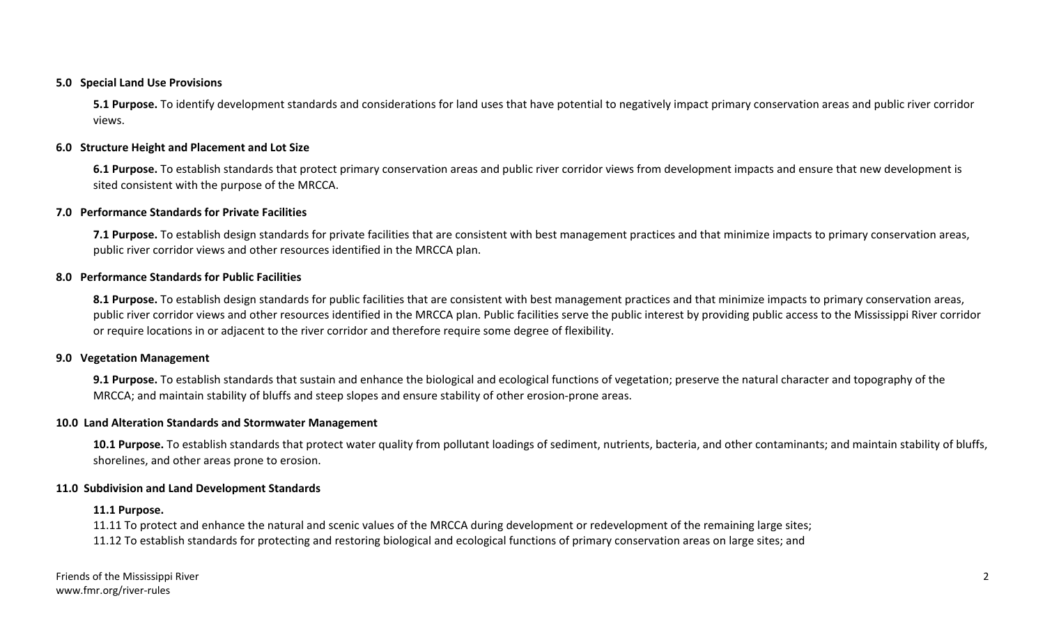**5.0 Special Land Use Provisions**

**5.1 Purpose.** To identify development standards and considerations for land uses that have potential to negatively impact primary conservation areas and public river corridor views.

**6.0 Structure Height and Placement and Lot Size**

**6.1 Purpose.** To establish standards that protect primary conservation areas and public river corridor views from development impacts and ensure that new development is sited consistent with the purpose of the MRCCA.

**7.0 Performance Standards for Private Facilities**

**7.1 Purpose.** To establish design standards for private facilities that are consistent with best management practices and that minimize impacts to primary conservation areas, public river corridor views and other resources identified in the MRCCA plan.

**8.0 Performance Standards for Public Facilities**

**8.1 Purpose.** To establish design standards for public facilities that are consistent with best management practices and that minimize impacts to primary conservation areas, public river corridor views and other resources identified in the MRCCA plan. Public facilities serve the public interest by providing public access to the Mississippi River corridor or require locations in or adjacent to the river corridor and therefore require some degree of flexibility.

**9.0 Vegetation Management**

**9.1 Purpose.** To establish standards that sustain and enhance the biological and ecological functions of vegetation; preserve the natural character and topography of the MRCCA; and maintain stability of bluffs and steep slopes and ensure stability of other erosion-prone areas.

**10.0 Land Alteration Standards and Stormwater Management**

**10.1 Purpose.** To establish standards that protect water quality from pollutant loadings of sediment, nutrients, bacteria, and other contaminants; and maintain stability of bluffs, shorelines, and other areas prone to erosion.

**11.0 Subdivision and Land Development Standards**

**11.1 Purpose.**

11.11 To protect and enhance the natural and scenic values of the MRCCA during development or redevelopment of the remaining large sites;

11.12 To establish standards for protecting and restoring biological and ecological functions of primary conservation areas on large sites; and

Friends of the Mississippi River
www.fmr.org/river-rules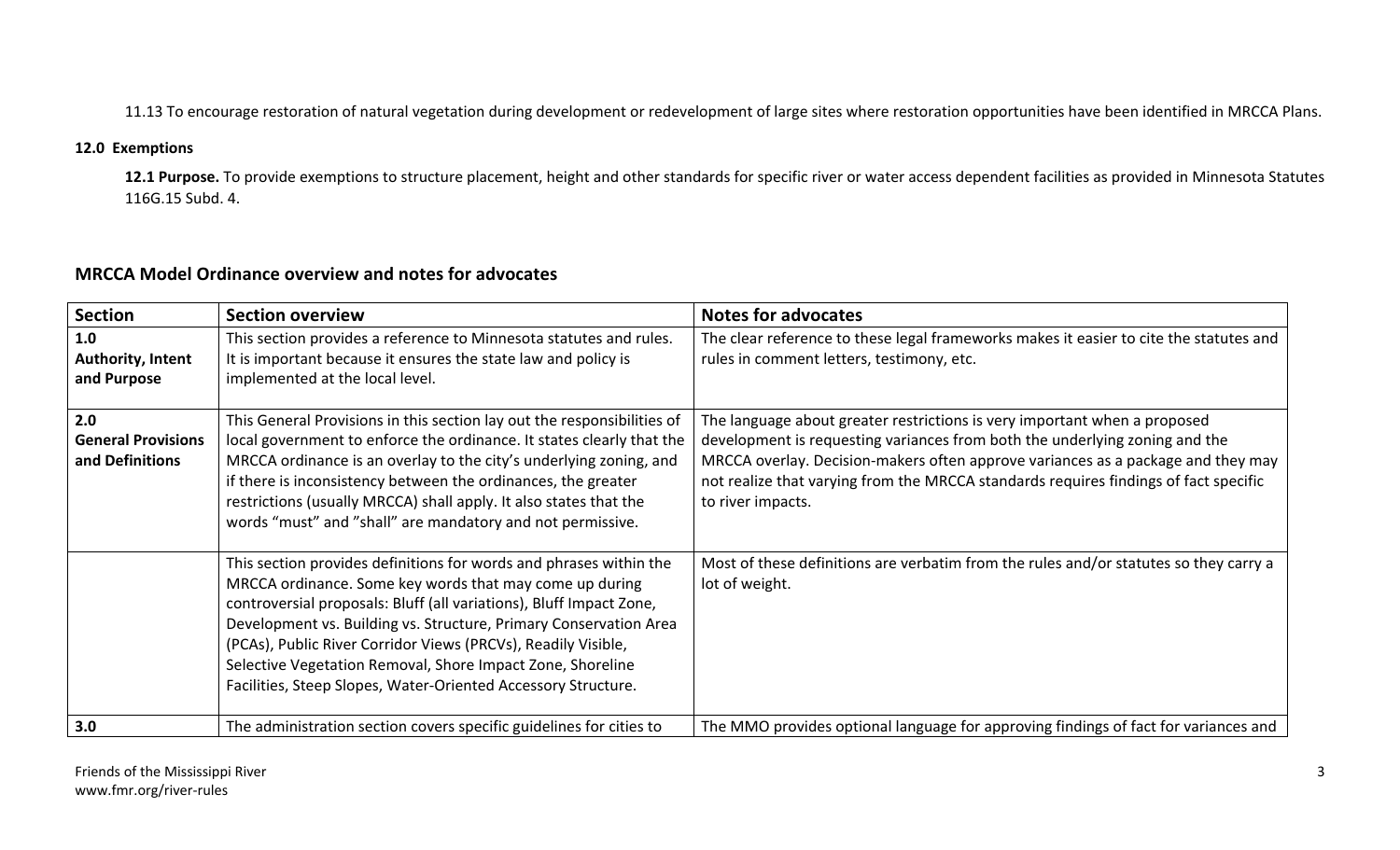11.13 To encourage restoration of natural vegetation during development or redevelopment of large sites where restoration opportunities have been identified in MRCCA Plans.

**12.0 Exemptions**

**12.1 Purpose.** To provide exemptions to structure placement, height and other standards for specific river or water access dependent facilities as provided in Minnesota Statutes 116G.15 Subd. 4.

## MRCCA Model Ordinance overview and notes for advocates

| Section | Section overview | Notes for advocates |
|---|---|---|
| **1.0 Authority, Intent and Purpose** | This section provides a reference to Minnesota statutes and rules. It is important because it ensures the state law and policy is implemented at the local level. | The clear reference to these legal frameworks makes it easier to cite the statutes and rules in comment letters, testimony, etc. |
| **2.0 General Provisions and Definitions** | This General Provisions in this section lay out the responsibilities of local government to enforce the ordinance. It states clearly that the MRCCA ordinance is an overlay to the city's underlying zoning, and if there is inconsistency between the ordinances, the greater restrictions (usually MRCCA) shall apply. It also states that the words "must" and "shall" are mandatory and not permissive. | The language about greater restrictions is very important when a proposed development is requesting variances from both the underlying zoning and the MRCCA overlay. Decision-makers often approve variances as a package and they may not realize that varying from the MRCCA standards requires findings of fact specific to river impacts. |
| | This section provides definitions for words and phrases within the MRCCA ordinance. Some key words that may come up during controversial proposals: Bluff (all variations), Bluff Impact Zone, Development vs. Building vs. Structure, Primary Conservation Area (PCAs), Public River Corridor Views (PRCVs), Readily Visible, Selective Vegetation Removal, Shore Impact Zone, Shoreline Facilities, Steep Slopes, Water-Oriented Accessory Structure. | Most of these definitions are verbatim from the rules and/or statutes so they carry a lot of weight. |
| **3.0** | The administration section covers specific guidelines for cities to | The MMO provides optional language for approving findings of fact for variances and |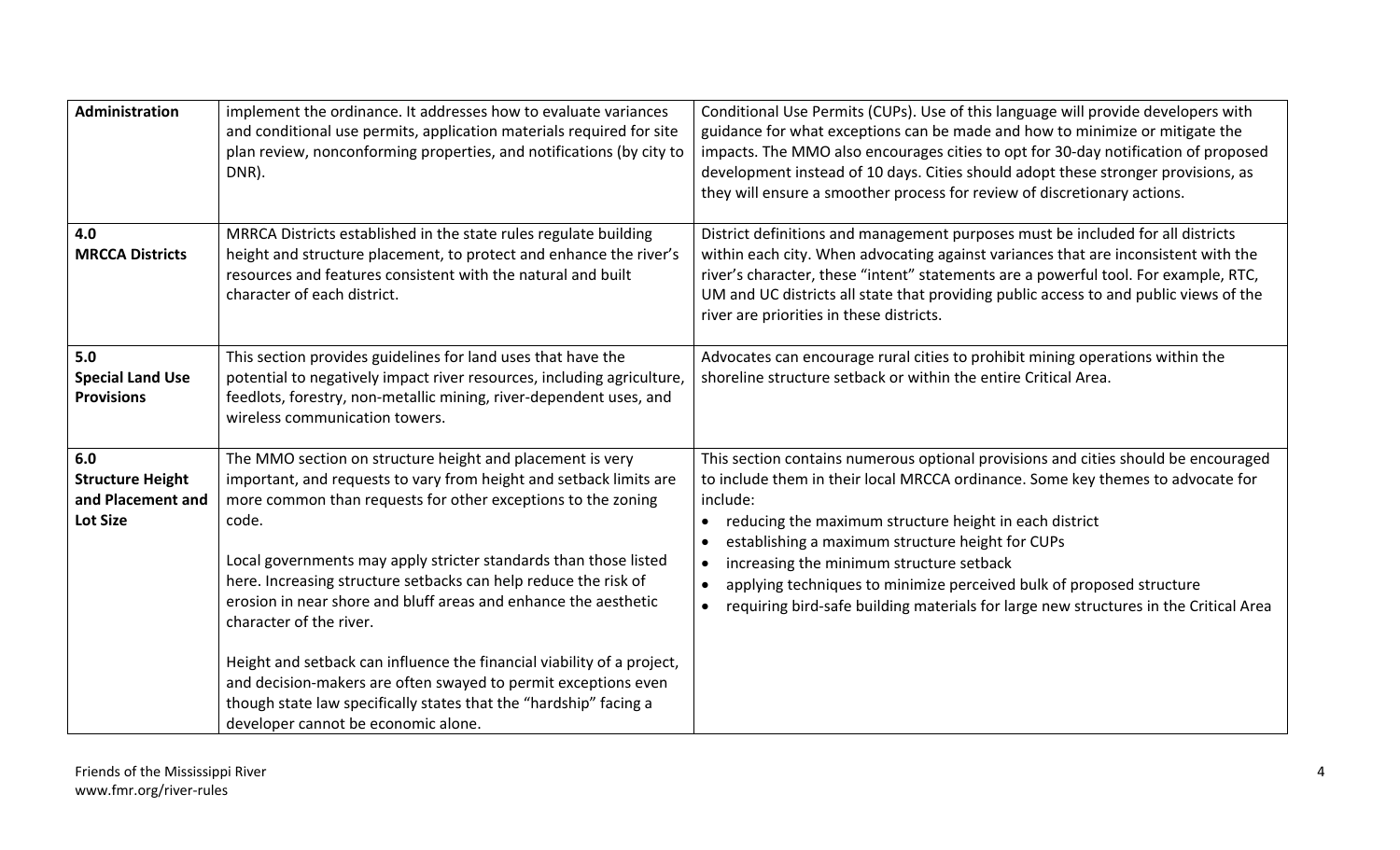| | | |
|---|---|---|
| **Administration** | implement the ordinance. It addresses how to evaluate variances and conditional use permits, application materials required for site plan review, nonconforming properties, and notifications (by city to DNR). | Conditional Use Permits (CUPs). Use of this language will provide developers with guidance for what exceptions can be made and how to minimize or mitigate the impacts. The MMO also encourages cities to opt for 30-day notification of proposed development instead of 10 days. Cities should adopt these stronger provisions, as they will ensure a smoother process for review of discretionary actions. |
| **4.0 MRCCA Districts** | MRRCA Districts established in the state rules regulate building height and structure placement, to protect and enhance the river's resources and features consistent with the natural and built character of each district. | District definitions and management purposes must be included for all districts within each city. When advocating against variances that are inconsistent with the river's character, these "intent" statements are a powerful tool. For example, RTC, UM and UC districts all state that providing public access to and public views of the river are priorities in these districts. |
| **5.0 Special Land Use Provisions** | This section provides guidelines for land uses that have the potential to negatively impact river resources, including agriculture, feedlots, forestry, non-metallic mining, river-dependent uses, and wireless communication towers. | Advocates can encourage rural cities to prohibit mining operations within the shoreline structure setback or within the entire Critical Area. |
| **6.0 Structure Height and Placement and Lot Size** | The MMO section on structure height and placement is very important, and requests to vary from height and setback limits are more common than requests for other exceptions to the zoning code.<br><br>Local governments may apply stricter standards than those listed here. Increasing structure setbacks can help reduce the risk of erosion in near shore and bluff areas and enhance the aesthetic character of the river.<br><br>Height and setback can influence the financial viability of a project, and decision-makers are often swayed to permit exceptions even though state law specifically states that the "hardship" facing a developer cannot be economic alone. | This section contains numerous optional provisions and cities should be encouraged to include them in their local MRCCA ordinance. Some key themes to advocate for include:<br>• reducing the maximum structure height in each district<br>• establishing a maximum structure height for CUPs<br>• increasing the minimum structure setback<br>• applying techniques to minimize perceived bulk of proposed structure<br>• requiring bird-safe building materials for large new structures in the Critical Area |

Friends of the Mississippi River
www.fmr.org/river-rules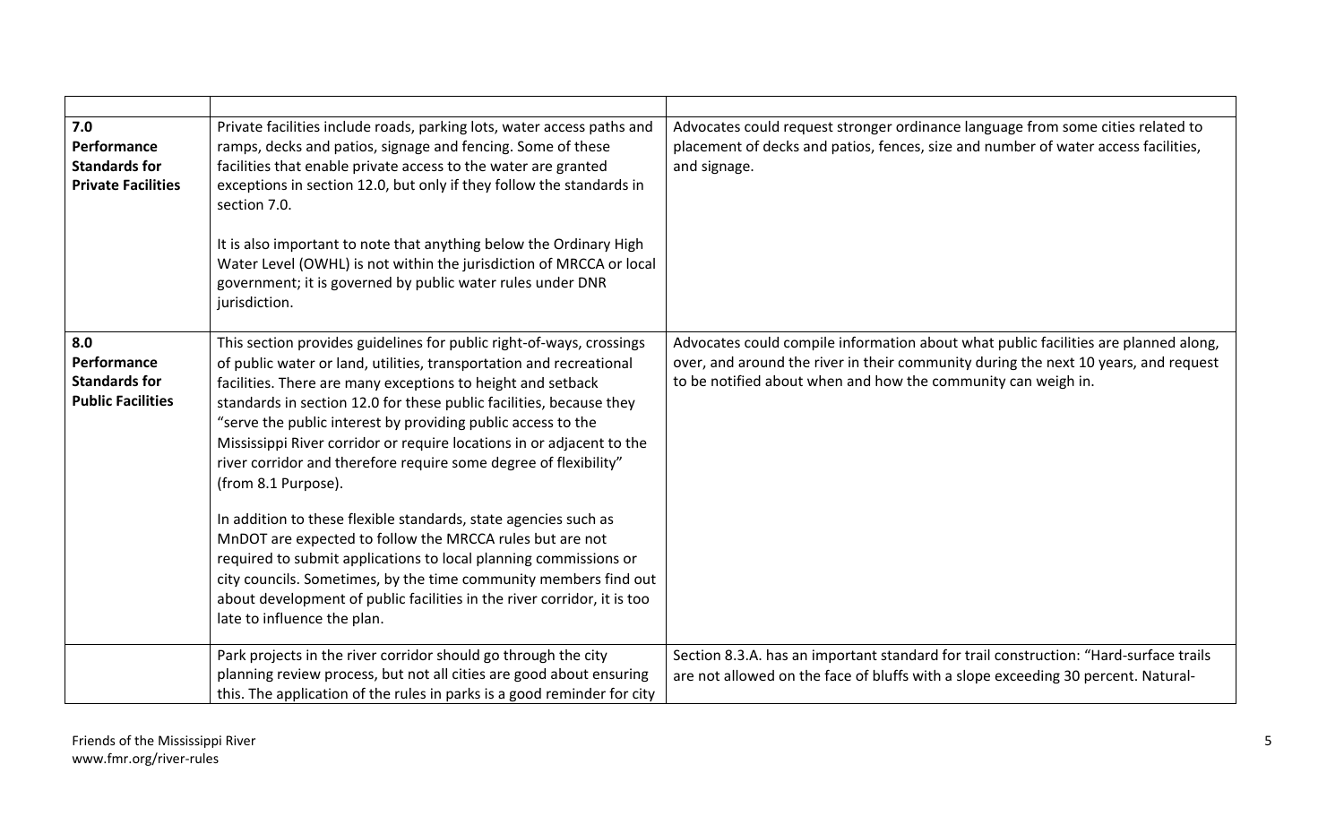| | | |
|---|---|---|
| **7.0 Performance Standards for Private Facilities** | Private facilities include roads, parking lots, water access paths and ramps, decks and patios, signage and fencing. Some of these facilities that enable private access to the water are granted exceptions in section 12.0, but only if they follow the standards in section 7.0.<br><br>It is also important to note that anything below the Ordinary High Water Level (OWHL) is not within the jurisdiction of MRCCA or local government; it is governed by public water rules under DNR jurisdiction. | Advocates could request stronger ordinance language from some cities related to placement of decks and patios, fences, size and number of water access facilities, and signage. |
| **8.0 Performance Standards for Public Facilities** | This section provides guidelines for public right-of-ways, crossings of public water or land, utilities, transportation and recreational facilities. There are many exceptions to height and setback standards in section 12.0 for these public facilities, because they "serve the public interest by providing public access to the Mississippi River corridor or require locations in or adjacent to the river corridor and therefore require some degree of flexibility" (from 8.1 Purpose).<br><br>In addition to these flexible standards, state agencies such as MnDOT are expected to follow the MRCCA rules but are not required to submit applications to local planning commissions or city councils. Sometimes, by the time community members find out about development of public facilities in the river corridor, it is too late to influence the plan. | Advocates could compile information about what public facilities are planned along, over, and around the river in their community during the next 10 years, and request to be notified about when and how the community can weigh in. |
| | Park projects in the river corridor should go through the city planning review process, but not all cities are good about ensuring this. The application of the rules in parks is a good reminder for city | Section 8.3.A. has an important standard for trail construction: "Hard-surface trails are not allowed on the face of bluffs with a slope exceeding 30 percent. Natural- |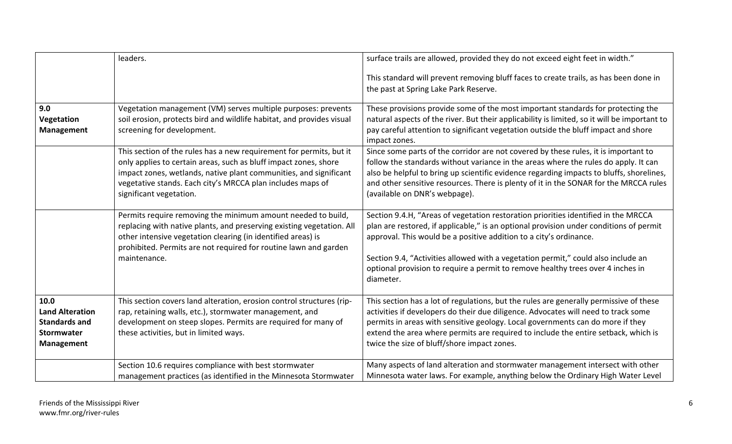| | | |
|---|---|---|
| | leaders. | surface trails are allowed, provided they do not exceed eight feet in width."<br><br>This standard will prevent removing bluff faces to create trails, as has been done in the past at Spring Lake Park Reserve. |
| **9.0 Vegetation Management** | Vegetation management (VM) serves multiple purposes: prevents soil erosion, protects bird and wildlife habitat, and provides visual screening for development. | These provisions provide some of the most important standards for protecting the natural aspects of the river. But their applicability is limited, so it will be important to pay careful attention to significant vegetation outside the bluff impact and shore impact zones. |
| | This section of the rules has a new requirement for permits, but it only applies to certain areas, such as bluff impact zones, shore impact zones, wetlands, native plant communities, and significant vegetative stands. Each city's MRCCA plan includes maps of significant vegetation. | Since some parts of the corridor are not covered by these rules, it is important to follow the standards without variance in the areas where the rules do apply. It can also be helpful to bring up scientific evidence regarding impacts to bluffs, shorelines, and other sensitive resources. There is plenty of it in the SONAR for the MRCCA rules (available on DNR's webpage). |
| | Permits require removing the minimum amount needed to build, replacing with native plants, and preserving existing vegetation. All other intensive vegetation clearing (in identified areas) is prohibited. Permits are not required for routine lawn and garden maintenance. | Section 9.4.H, "Areas of vegetation restoration priorities identified in the MRCCA plan are restored, if applicable," is an optional provision under conditions of permit approval. This would be a positive addition to a city's ordinance.<br><br>Section 9.4, "Activities allowed with a vegetation permit," could also include an optional provision to require a permit to remove healthy trees over 4 inches in diameter. |
| **10.0 Land Alteration Standards and Stormwater Management** | This section covers land alteration, erosion control structures (rip-rap, retaining walls, etc.), stormwater management, and development on steep slopes. Permits are required for many of these activities, but in limited ways. | This section has a lot of regulations, but the rules are generally permissive of these activities if developers do their due diligence. Advocates will need to track some permits in areas with sensitive geology. Local governments can do more if they extend the area where permits are required to include the entire setback, which is twice the size of bluff/shore impact zones. |
| | Section 10.6 requires compliance with best stormwater management practices (as identified in the Minnesota Stormwater | Many aspects of land alteration and stormwater management intersect with other Minnesota water laws. For example, anything below the Ordinary High Water Level |

Friends of the Mississippi River
www.fmr.org/river-rules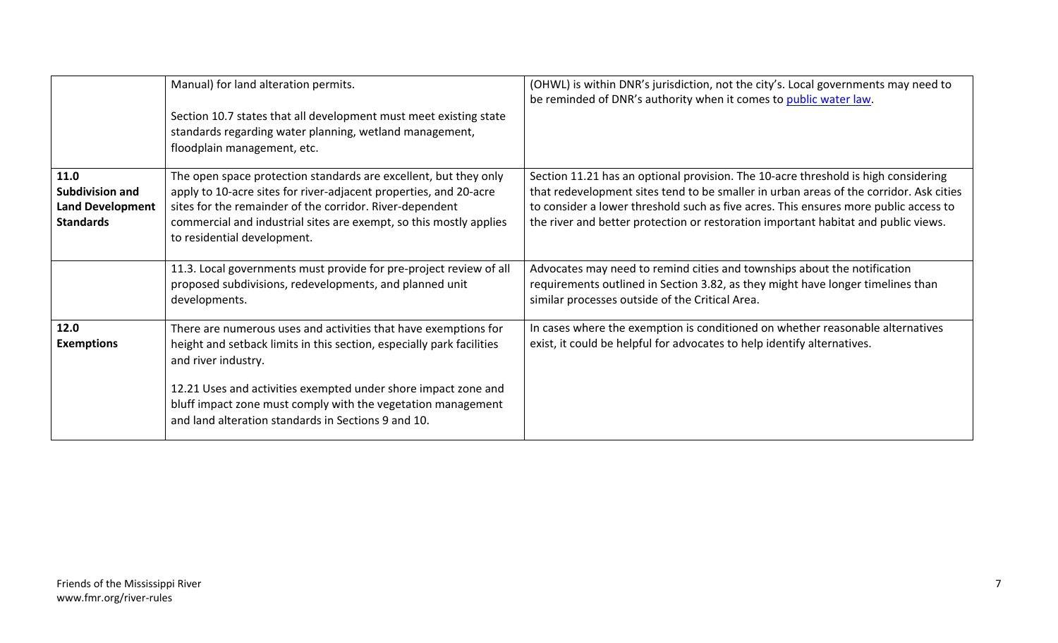| | | |
|---|---|---|
| | Manual) for land alteration permits.<br><br>Section 10.7 states that all development must meet existing state standards regarding water planning, wetland management, floodplain management, etc. | (OHWL) is within DNR's jurisdiction, not the city's. Local governments may need to be reminded of DNR's authority when it comes to public water law. |
| **11.0 Subdivision and Land Development Standards** | The open space protection standards are excellent, but they only apply to 10-acre sites for river-adjacent properties, and 20-acre sites for the remainder of the corridor. River-dependent commercial and industrial sites are exempt, so this mostly applies to residential development. | Section 11.21 has an optional provision. The 10-acre threshold is high considering that redevelopment sites tend to be smaller in urban areas of the corridor. Ask cities to consider a lower threshold such as five acres. This ensures more public access to the river and better protection or restoration important habitat and public views. |
| | 11.3. Local governments must provide for pre-project review of all proposed subdivisions, redevelopments, and planned unit developments. | Advocates may need to remind cities and townships about the notification requirements outlined in Section 3.82, as they might have longer timelines than similar processes outside of the Critical Area. |
| **12.0 Exemptions** | There are numerous uses and activities that have exemptions for height and setback limits in this section, especially park facilities and river industry.<br><br>12.21 Uses and activities exempted under shore impact zone and bluff impact zone must comply with the vegetation management and land alteration standards in Sections 9 and 10. | In cases where the exemption is conditioned on whether reasonable alternatives exist, it could be helpful for advocates to help identify alternatives. |

Friends of the Mississippi River
www.fmr.org/river-rules